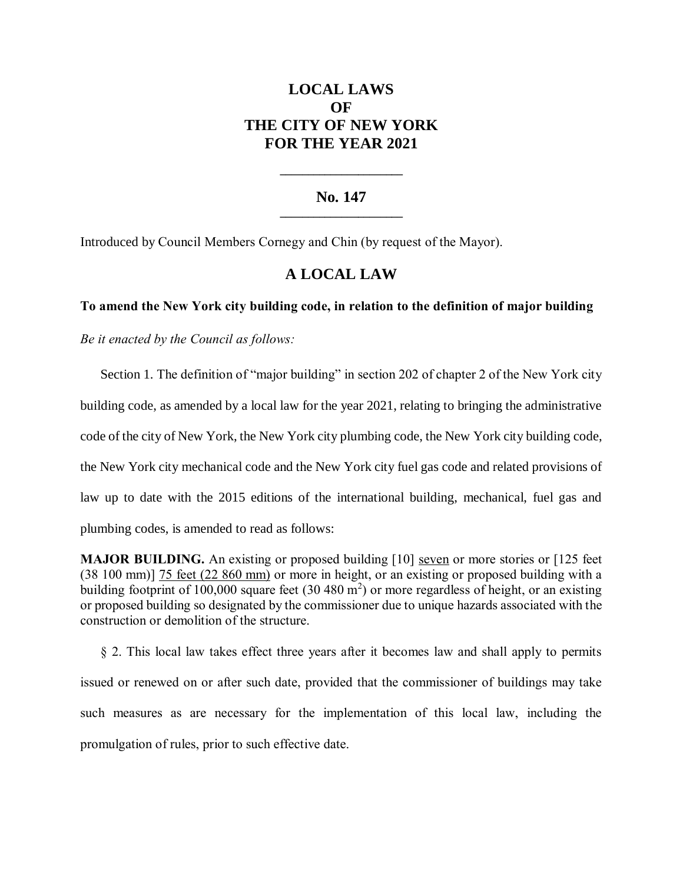# LOCAL LAWS
# OF
# THE CITY OF NEW YORK
# FOR THE YEAR 2021

---

## No. 147

---

Introduced by Council Members Cornegy and Chin (by request of the Mayor).

## A LOCAL LAW

**To amend the New York city building code, in relation to the definition of major building**

*Be it enacted by the Council as follows:*

Section 1. The definition of "major building" in section 202 of chapter 2 of the New York city building code, as amended by a local law for the year 2021, relating to bringing the administrative code of the city of New York, the New York city plumbing code, the New York city building code, the New York city mechanical code and the New York city fuel gas code and related provisions of law up to date with the 2015 editions of the international building, mechanical, fuel gas and plumbing codes, is amended to read as follows:

**MAJOR BUILDING.** An existing or proposed building [10] <u>seven</u> or more stories or [125 feet (38 100 mm)] <u>75 feet (22 860 mm)</u> or more in height, or an existing or proposed building with a building footprint of 100,000 square feet (30 480 $m^2$) or more regardless of height, or an existing or proposed building so designated by the commissioner due to unique hazards associated with the construction or demolition of the structure.

§ 2. This local law takes effect three years after it becomes law and shall apply to permits issued or renewed on or after such date, provided that the commissioner of buildings may take such measures as are necessary for the implementation of this local law, including the promulgation of rules, prior to such effective date.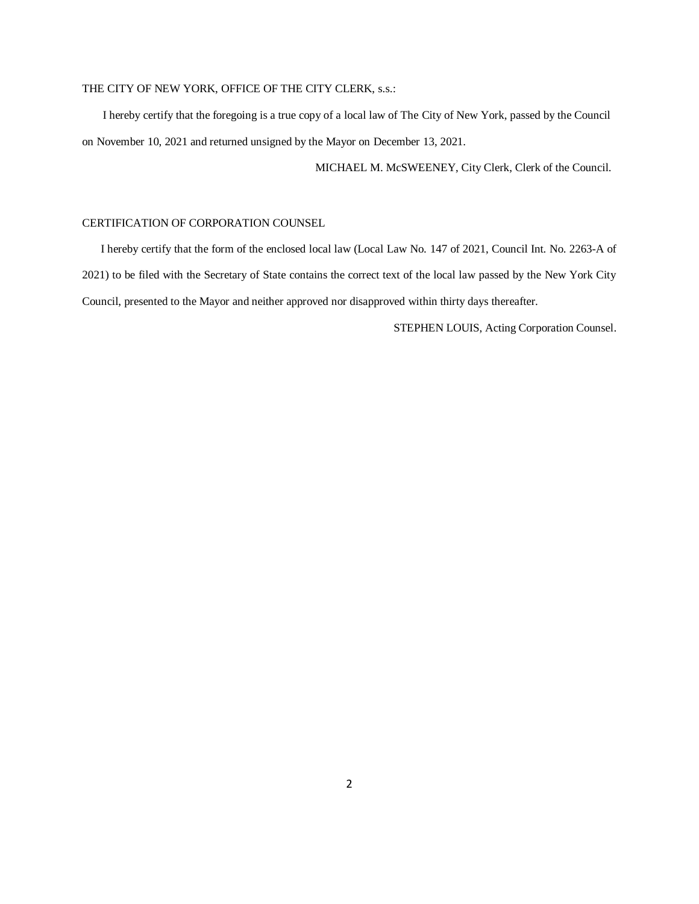THE CITY OF NEW YORK, OFFICE OF THE CITY CLERK, s.s.:

I hereby certify that the foregoing is a true copy of a local law of The City of New York, passed by the Council on November 10, 2021 and returned unsigned by the Mayor on December 13, 2021.

MICHAEL M. McSWEENEY, City Clerk, Clerk of the Council.

CERTIFICATION OF CORPORATION COUNSEL

I hereby certify that the form of the enclosed local law (Local Law No. 147 of 2021, Council Int. No. 2263-A of 2021) to be filed with the Secretary of State contains the correct text of the local law passed by the New York City Council, presented to the Mayor and neither approved nor disapproved within thirty days thereafter.

STEPHEN LOUIS, Acting Corporation Counsel.